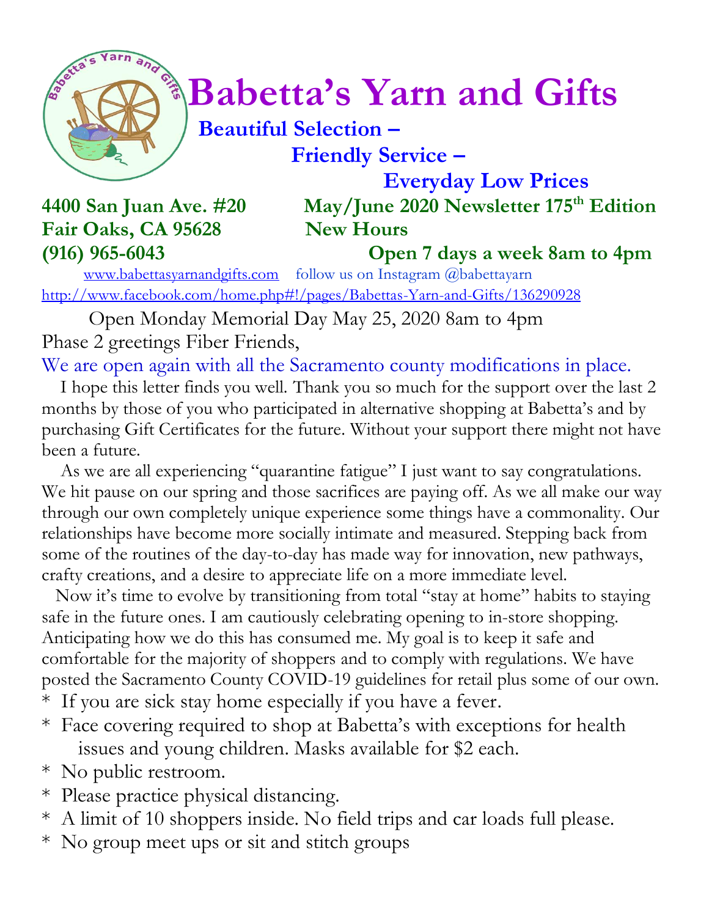# Babetta's Yarn and Gifts

**Beautiful Selection –**

**Friendly Service –**

**Everyday Low Prices**

**4400 San Juan Ave. #20**
**Fair Oaks, CA 95628**
**(916) 965-6043**

**May/June 2020 Newsletter 175th Edition**
**New Hours**
**Open 7 days a week 8am to 4pm**

www.babettasyarnandgifts.com follow us on Instagram @babettayarn
http://www.facebook.com/home.php#!/pages/Babettas-Yarn-and-Gifts/136290928

Open Monday Memorial Day May 25, 2020 8am to 4pm

Phase 2 greetings Fiber Friends,

We are open again with all the Sacramento county modifications in place.

I hope this letter finds you well. Thank you so much for the support over the last 2 months by those of you who participated in alternative shopping at Babetta's and by purchasing Gift Certificates for the future. Without your support there might not have been a future.

As we are all experiencing "quarantine fatigue" I just want to say congratulations. We hit pause on our spring and those sacrifices are paying off. As we all make our way through our own completely unique experience some things have a commonality. Our relationships have become more socially intimate and measured. Stepping back from some of the routines of the day-to-day has made way for innovation, new pathways, crafty creations, and a desire to appreciate life on a more immediate level.

Now it's time to evolve by transitioning from total "stay at home" habits to staying safe in the future ones. I am cautiously celebrating opening to in-store shopping. Anticipating how we do this has consumed me. My goal is to keep it safe and comfortable for the majority of shoppers and to comply with regulations. We have posted the Sacramento County COVID-19 guidelines for retail plus some of our own.

- If you are sick stay home especially if you have a fever.
- Face covering required to shop at Babetta's with exceptions for health issues and young children. Masks available for $2 each.
- No public restroom.
- Please practice physical distancing.
- A limit of 10 shoppers inside. No field trips and car loads full please.
- No group meet ups or sit and stitch groups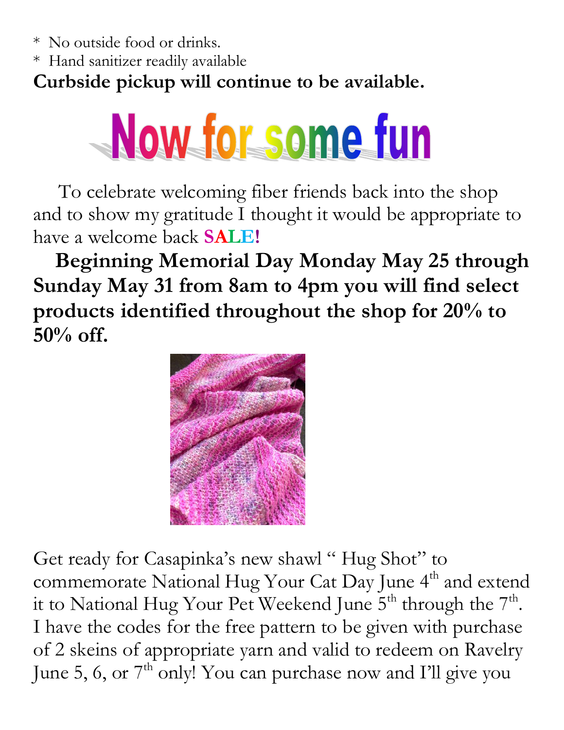* No outside food or drinks.
* Hand sanitizer readily available

**Curbside pickup will continue to be available.**

# Now for some fun

To celebrate welcoming fiber friends back into the shop and to show my gratitude I thought it would be appropriate to have a welcome back **SALE!**

**Beginning Memorial Day Monday May 25 through Sunday May 31 from 8am to 4pm you will find select products identified throughout the shop for 20% to 50% off.**

Get ready for Casapinka's new shawl " Hug Shot" to commemorate National Hug Your Cat Day June 4th and extend it to National Hug Your Pet Weekend June 5th through the 7th. I have the codes for the free pattern to be given with purchase of 2 skeins of appropriate yarn and valid to redeem on Ravelry June 5, 6, or 7th only! You can purchase now and I'll give you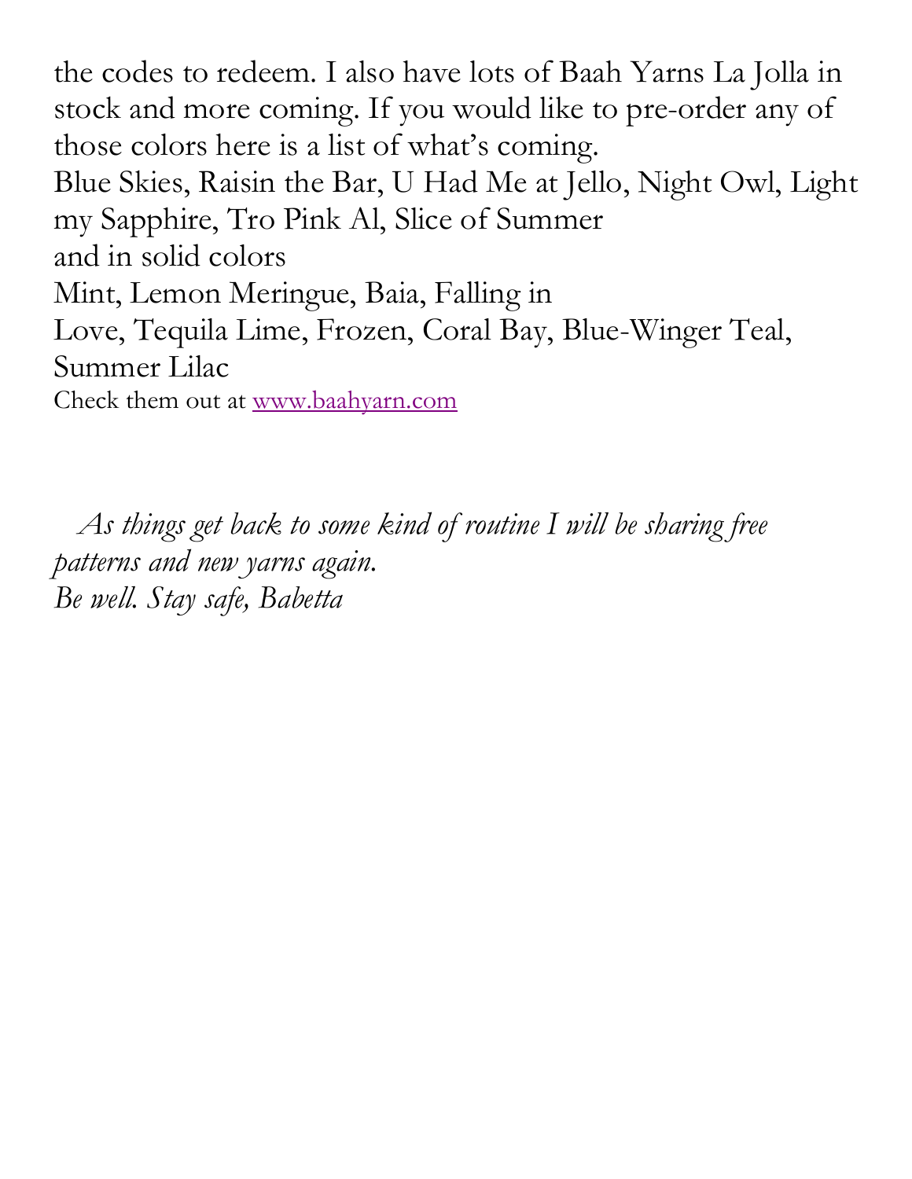the codes to redeem. I also have lots of Baah Yarns La Jolla in stock and more coming. If you would like to pre-order any of those colors here is a list of what's coming.

Blue Skies, Raisin the Bar, U Had Me at Jello, Night Owl, Light my Sapphire, Tro Pink Al, Slice of Summer

and in solid colors

Mint, Lemon Meringue, Baia, Falling in Love, Tequila Lime, Frozen, Coral Bay, Blue-Winger Teal, Summer Lilac

Check them out at [www.baahyarn.com](http://www.baahyarn.com)

*As things get back to some kind of routine I will be sharing free patterns and new yarns again.*
*Be well. Stay safe, Babetta*